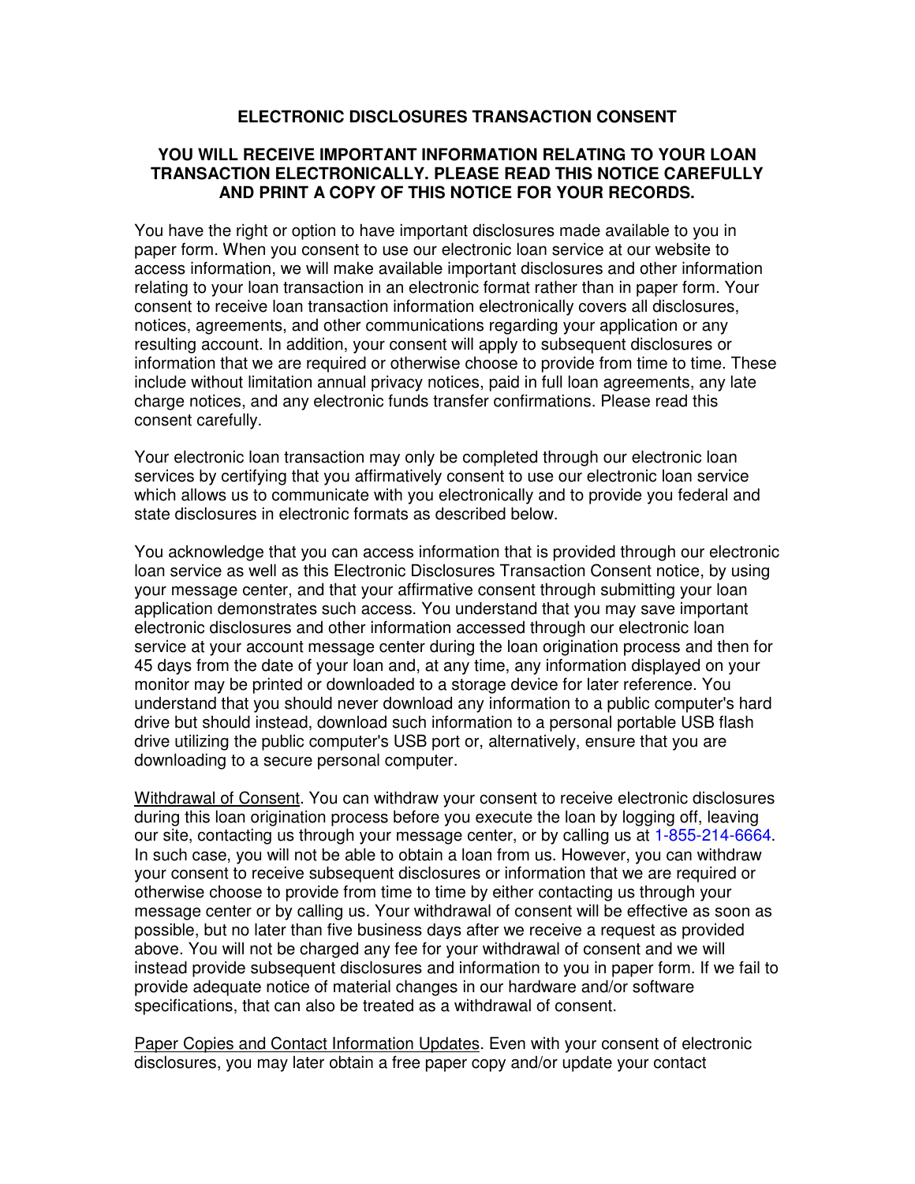# ELECTRONIC DISCLOSURES TRANSACTION CONSENT

**YOU WILL RECEIVE IMPORTANT INFORMATION RELATING TO YOUR LOAN TRANSACTION ELECTRONICALLY. PLEASE READ THIS NOTICE CAREFULLY AND PRINT A COPY OF THIS NOTICE FOR YOUR RECORDS.**

You have the right or option to have important disclosures made available to you in paper form. When you consent to use our electronic loan service at our website to access information, we will make available important disclosures and other information relating to your loan transaction in an electronic format rather than in paper form. Your consent to receive loan transaction information electronically covers all disclosures, notices, agreements, and other communications regarding your application or any resulting account. In addition, your consent will apply to subsequent disclosures or information that we are required or otherwise choose to provide from time to time. These include without limitation annual privacy notices, paid in full loan agreements, any late charge notices, and any electronic funds transfer confirmations. Please read this consent carefully.

Your electronic loan transaction may only be completed through our electronic loan services by certifying that you affirmatively consent to use our electronic loan service which allows us to communicate with you electronically and to provide you federal and state disclosures in electronic formats as described below.

You acknowledge that you can access information that is provided through our electronic loan service as well as this Electronic Disclosures Transaction Consent notice, by using your message center, and that your affirmative consent through submitting your loan application demonstrates such access. You understand that you may save important electronic disclosures and other information accessed through our electronic loan service at your account message center during the loan origination process and then for 45 days from the date of your loan and, at any time, any information displayed on your monitor may be printed or downloaded to a storage device for later reference. You understand that you should never download any information to a public computer's hard drive but should instead, download such information to a personal portable USB flash drive utilizing the public computer's USB port or, alternatively, ensure that you are downloading to a secure personal computer.

Withdrawal of Consent. You can withdraw your consent to receive electronic disclosures during this loan origination process before you execute the loan by logging off, leaving our site, contacting us through your message center, or by calling us at 1-855-214-6664. In such case, you will not be able to obtain a loan from us. However, you can withdraw your consent to receive subsequent disclosures or information that we are required or otherwise choose to provide from time to time by either contacting us through your message center or by calling us. Your withdrawal of consent will be effective as soon as possible, but no later than five business days after we receive a request as provided above. You will not be charged any fee for your withdrawal of consent and we will instead provide subsequent disclosures and information to you in paper form. If we fail to provide adequate notice of material changes in our hardware and/or software specifications, that can also be treated as a withdrawal of consent.

Paper Copies and Contact Information Updates. Even with your consent of electronic disclosures, you may later obtain a free paper copy and/or update your contact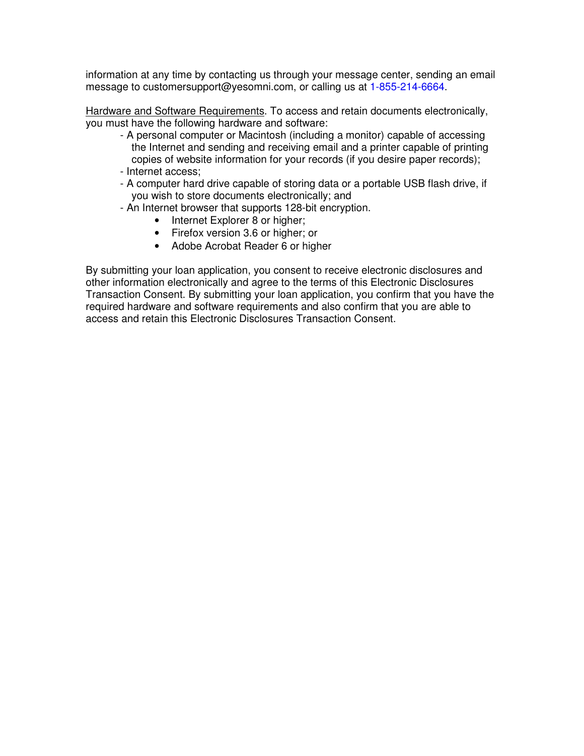information at any time by contacting us through your message center, sending an email message to customersupport@yesomni.com, or calling us at 1-855-214-6664.

Hardware and Software Requirements. To access and retain documents electronically, you must have the following hardware and software:

- A personal computer or Macintosh (including a monitor) capable of accessing the Internet and sending and receiving email and a printer capable of printing copies of website information for your records (if you desire paper records);
- Internet access;
- A computer hard drive capable of storing data or a portable USB flash drive, if you wish to store documents electronically; and
- An Internet browser that supports 128-bit encryption.
    - Internet Explorer 8 or higher;
    - Firefox version 3.6 or higher; or
    - Adobe Acrobat Reader 6 or higher

By submitting your loan application, you consent to receive electronic disclosures and other information electronically and agree to the terms of this Electronic Disclosures Transaction Consent. By submitting your loan application, you confirm that you have the required hardware and software requirements and also confirm that you are able to access and retain this Electronic Disclosures Transaction Consent.